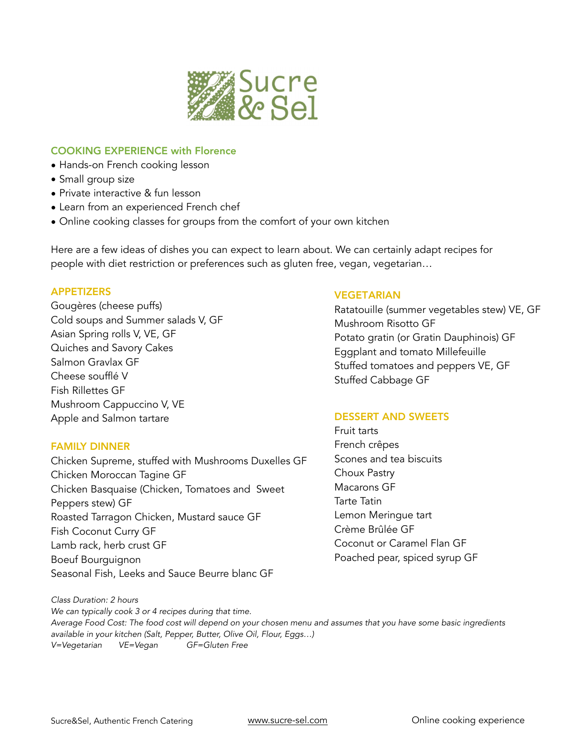# Sucre & Sel

## COOKING EXPERIENCE with Florence

- Hands-on French cooking lesson
- Small group size
- Private interactive & fun lesson
- Learn from an experienced French chef
- Online cooking classes for groups from the comfort of your own kitchen

Here are a few ideas of dishes you can expect to learn about. We can certainly adapt recipes for people with diet restriction or preferences such as gluten free, vegan, vegetarian…

### APPETIZERS

Gougères (cheese puffs)
Cold soups and Summer salads V, GF
Asian Spring rolls V, VE, GF
Quiches and Savory Cakes
Salmon Gravlax GF
Cheese soufflé V
Fish Rillettes GF
Mushroom Cappuccino V, VE
Apple and Salmon tartare

### FAMILY DINNER

Chicken Supreme, stuffed with Mushrooms Duxelles GF
Chicken Moroccan Tagine GF
Chicken Basquaise (Chicken, Tomatoes and Sweet Peppers stew) GF
Roasted Tarragon Chicken, Mustard sauce GF
Fish Coconut Curry GF
Lamb rack, herb crust GF
Boeuf Bourguignon
Seasonal Fish, Leeks and Sauce Beurre blanc GF

### VEGETARIAN

Ratatouille (summer vegetables stew) VE, GF
Mushroom Risotto GF
Potato gratin (or Gratin Dauphinois) GF
Eggplant and tomato Millefeuille
Stuffed tomatoes and peppers VE, GF
Stuffed Cabbage GF

### DESSERT AND SWEETS

Fruit tarts
French crêpes
Scones and tea biscuits
Choux Pastry
Macarons GF
Tarte Tatin
Lemon Meringue tart
Crème Brûlée GF
Coconut or Caramel Flan GF
Poached pear, spiced syrup GF

*Class Duration: 2 hours*
*We can typically cook 3 or 4 recipes during that time.*
*Average Food Cost: The food cost will depend on your chosen menu and assumes that you have some basic ingredients available in your kitchen (Salt, Pepper, Butter, Olive Oil, Flour, Eggs…)*
*V=Vegetarian VE=Vegan GF=Gluten Free*

Sucre&Sel, Authentic French Catering www.sucre-sel.com Online cooking experience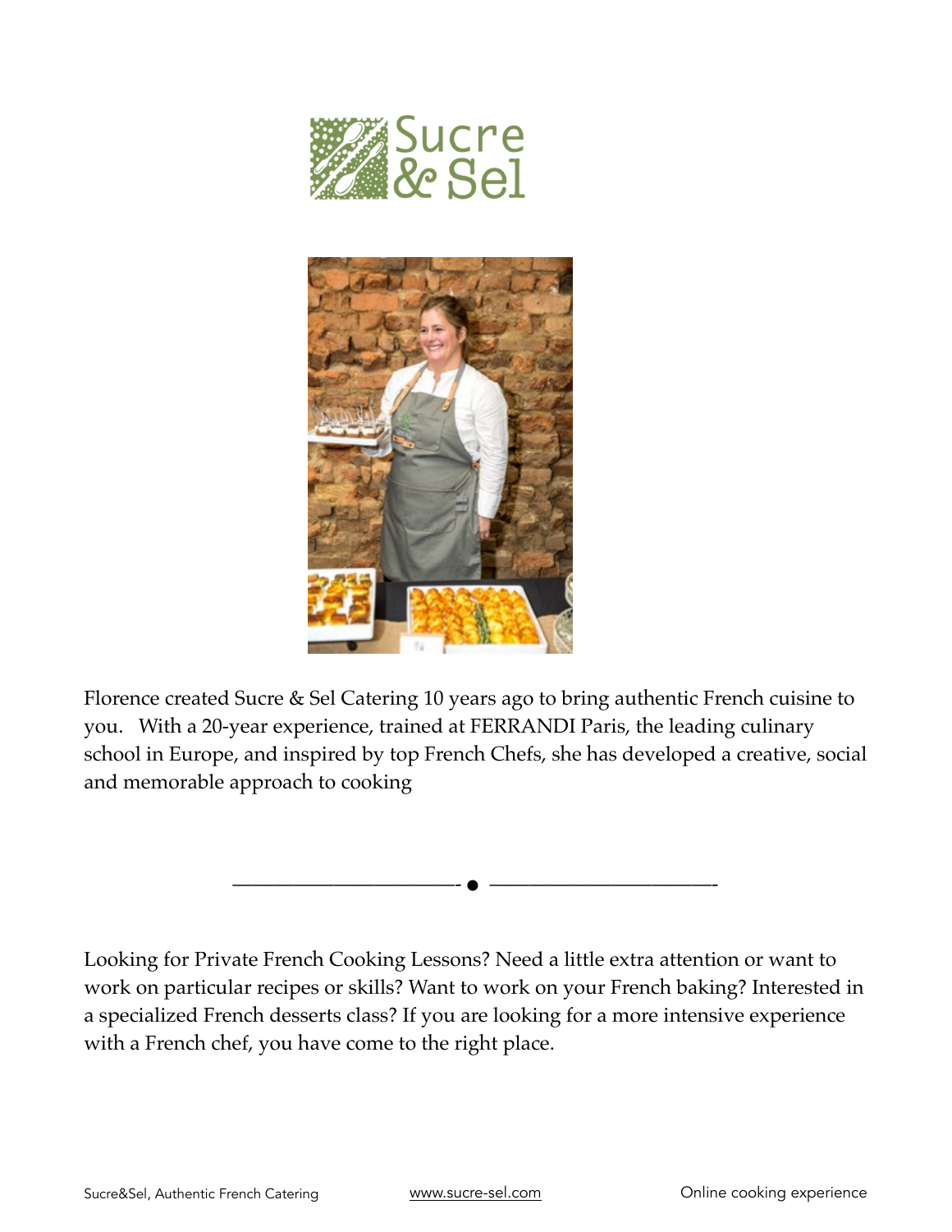Sucre & Sel

Florence created Sucre & Sel Catering 10 years ago to bring authentic French cuisine to you. With a 20-year experience, trained at FERRANDI Paris, the leading culinary school in Europe, and inspired by top French Chefs, she has developed a creative, social and memorable approach to cooking

———————————- ● ———————————-

Looking for Private French Cooking Lessons? Need a little extra attention or want to work on particular recipes or skills? Want to work on your French baking? Interested in a specialized French desserts class? If you are looking for a more intensive experience with a French chef, you have come to the right place.